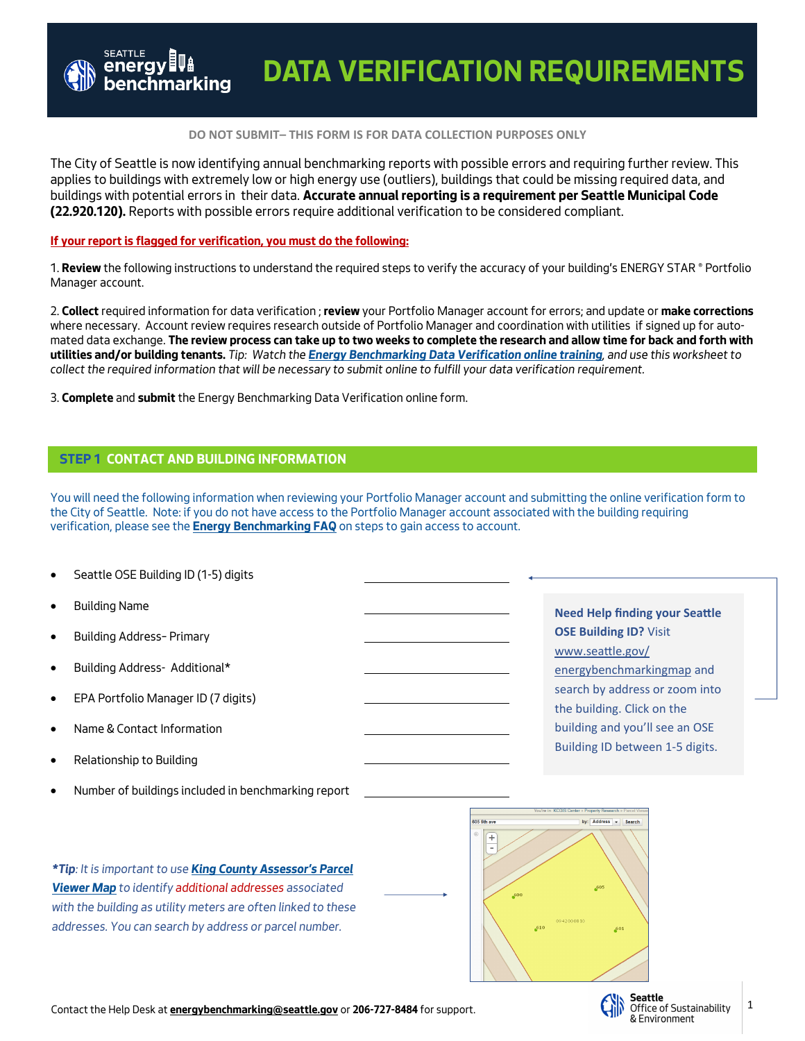# DATA VERIFICATION REQUIREMENTS

**DO NOT SUBMIT– THIS FORM IS FOR DATA COLLECTION PURPOSES ONLY**

The City of Seattle is now identifying annual benchmarking reports with possible errors and requiring further review. This applies to buildings with extremely low or high energy use (outliers), buildings that could be missing required data, and buildings with potential errors in their data. **Accurate annual reporting is a requirement per Seattle Municipal Code (22.920.120).** Reports with possible errors require additional verification to be considered compliant.

**If your report is flagged for verification, you must do the following:**

1. **Review** the following instructions to understand the required steps to verify the accuracy of your building's ENERGY STAR ® Portfolio Manager account.

2. **Collect** required information for data verification ; **review** your Portfolio Manager account for errors; and update or **make corrections** where necessary. Account review requires research outside of Portfolio Manager and coordination with utilities if signed up for automated data exchange. **The review process can take up to two weeks to complete the research and allow time for back and forth with utilities and/or building tenants.** *Tip: Watch the* ***Energy Benchmarking Data Verification online training****, and use this worksheet to collect the required information that will be necessary to submit online to fulfill your data verification requirement.*

3. **Complete** and **submit** the Energy Benchmarking Data Verification online form.

## STEP 1 CONTACT AND BUILDING INFORMATION

You will need the following information when reviewing your Portfolio Manager account and submitting the online verification form to the City of Seattle. Note: if you do not have access to the Portfolio Manager account associated with the building requiring verification, please see the **Energy Benchmarking FAQ** on steps to gain access to account.

- Seattle OSE Building ID (1-5) digits ____________________
- Building Name ____________________
- Building Address– Primary ____________________
- Building Address- Additional* ____________________
- EPA Portfolio Manager ID (7 digits) ____________________
- Name & Contact Information ____________________
- Relationship to Building ____________________
- Number of buildings included in benchmarking report ____________________

**Need Help finding your Seattle OSE Building ID?** Visit www.seattle.gov/energybenchmarkingmap and search by address or zoom into the building. Click on the building and you'll see an OSE Building ID between 1-5 digits.

***Tip**: It is important to use* ***King County Assessor's Parcel Viewer Map*** *to identify additional addresses associated with the building as utility meters are often linked to these addresses. You can search by address or parcel number.*

Contact the Help Desk at **energybenchmarking@seattle.gov** or **206-727-8484** for support.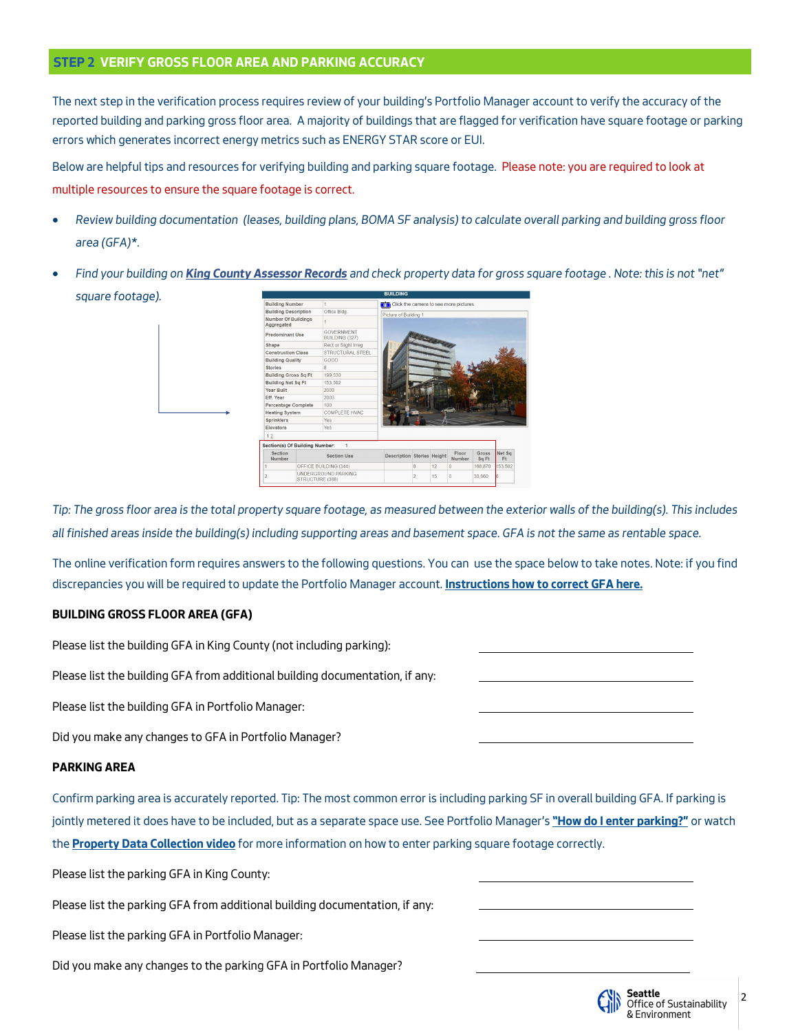## STEP 2 VERIFY GROSS FLOOR AREA AND PARKING ACCURACY

The next step in the verification process requires review of your building's Portfolio Manager account to verify the accuracy of the reported building and parking gross floor area. A majority of buildings that are flagged for verification have square footage or parking errors which generates incorrect energy metrics such as ENERGY STAR score or EUI.

Below are helpful tips and resources for verifying building and parking square footage. Please note: you are required to look at multiple resources to ensure the square footage is correct.

- *Review building documentation (leases, building plans, BOMA SF analysis) to calculate overall parking and building gross floor area (GFA)*.*
- *Find your building on* ***King County Assessor Records*** *and check property data for gross square footage . Note: this is not "net" square footage).*

| BUILDING | |
|---|---|
| Building Number | 1 |
| Building Description | Office Bldg |
| Number Of Buildings Aggregated | 1 |
| Predominant Use | GOVERNMENT BUILDING (327) |
| Shape | Rect or Slight Irreg |
| Construction Class | STRUCTURAL STEEL |
| Building Quality | GOOD |
| Stories | 8 |
| Building Gross Sq Ft | 199,530 |
| Building Net Sq Ft | 153,502 |
| Year Built | 2003 |
| Eff. Year | 2003 |
| Percentage Complete | 100 |
| Heating System | COMPLETE HVAC |
| Sprinklers | Yes |
| Elevators | Yes |

Section(s) Of Building Number: 1

| Section Number | Section Use | Description | Stories | Height | Floor Number | Gross Sq Ft | Net Sq Ft |
|---|---|---|---|---|---|---|---|
| 1 | OFFICE BUILDING (344) | | 8 | 12 | 0 | 168,870 | 153,502 |
| 2 | UNDERGROUND PARKING STRUCTURE (388) | | 2 | 15 | 0 | 30,660 | 0 |

*Tip: The gross floor area is the total property square footage, as measured between the exterior walls of the building(s). This includes all finished areas inside the building(s) including supporting areas and basement space. GFA is not the same as rentable space.*

The online verification form requires answers to the following questions. You can use the space below to take notes. Note: if you find discrepancies you will be required to update the Portfolio Manager account. **Instructions how to correct GFA here.**

**BUILDING GROSS FLOOR AREA (GFA)**

Please list the building GFA in King County (not including parking): \_\_\_\_\_\_\_\_\_\_\_\_\_\_\_\_\_\_\_\_

Please list the building GFA from additional building documentation, if any: \_\_\_\_\_\_\_\_\_\_\_\_\_\_\_\_\_\_\_\_

Please list the building GFA in Portfolio Manager: \_\_\_\_\_\_\_\_\_\_\_\_\_\_\_\_\_\_\_\_

Did you make any changes to GFA in Portfolio Manager? \_\_\_\_\_\_\_\_\_\_\_\_\_\_\_\_\_\_\_\_

**PARKING AREA**

Confirm parking area is accurately reported. Tip: The most common error is including parking SF in overall building GFA. If parking is jointly metered it does have to be included, but as a separate space use. See Portfolio Manager's **"How do I enter parking?"** or watch the **Property Data Collection video** for more information on how to enter parking square footage correctly.

Please list the parking GFA in King County: \_\_\_\_\_\_\_\_\_\_\_\_\_\_\_\_\_\_\_\_

Please list the parking GFA from additional building documentation, if any: \_\_\_\_\_\_\_\_\_\_\_\_\_\_\_\_\_\_\_\_

Please list the parking GFA in Portfolio Manager: \_\_\_\_\_\_\_\_\_\_\_\_\_\_\_\_\_\_\_\_

Did you make any changes to the parking GFA in Portfolio Manager? \_\_\_\_\_\_\_\_\_\_\_\_\_\_\_\_\_\_\_\_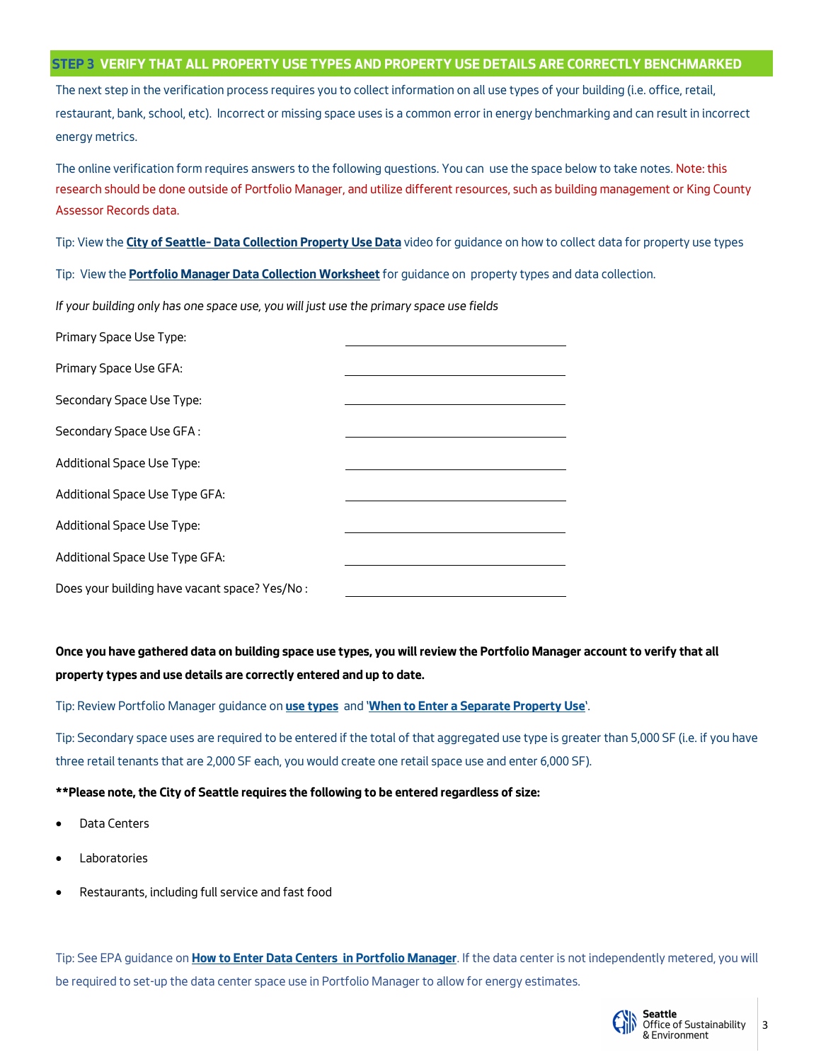## STEP 3 VERIFY THAT ALL PROPERTY USE TYPES AND PROPERTY USE DETAILS ARE CORRECTLY BENCHMARKED

The next step in the verification process requires you to collect information on all use types of your building (i.e. office, retail, restaurant, bank, school, etc). Incorrect or missing space uses is a common error in energy benchmarking and can result in incorrect energy metrics.

The online verification form requires answers to the following questions. You can use the space below to take notes. Note: this research should be done outside of Portfolio Manager, and utilize different resources, such as building management or King County Assessor Records data.

Tip: View the **City of Seattle- Data Collection Property Use Data** video for guidance on how to collect data for property use types

Tip: View the **Portfolio Manager Data Collection Worksheet** for guidance on property types and data collection.

*If your building only has one space use, you will just use the primary space use fields*

Primary Space Use Type: \_\_\_\_\_\_\_\_\_\_\_\_\_\_\_\_\_\_\_\_

Primary Space Use GFA: \_\_\_\_\_\_\_\_\_\_\_\_\_\_\_\_\_\_\_\_

Secondary Space Use Type: \_\_\_\_\_\_\_\_\_\_\_\_\_\_\_\_\_\_\_\_

Secondary Space Use GFA : \_\_\_\_\_\_\_\_\_\_\_\_\_\_\_\_\_\_\_\_

Additional Space Use Type: \_\_\_\_\_\_\_\_\_\_\_\_\_\_\_\_\_\_\_\_

Additional Space Use Type GFA: \_\_\_\_\_\_\_\_\_\_\_\_\_\_\_\_\_\_\_\_

Additional Space Use Type: \_\_\_\_\_\_\_\_\_\_\_\_\_\_\_\_\_\_\_\_

Additional Space Use Type GFA: \_\_\_\_\_\_\_\_\_\_\_\_\_\_\_\_\_\_\_\_

Does your building have vacant space? Yes/No : \_\_\_\_\_\_\_\_\_\_\_\_\_\_\_\_\_\_\_\_

**Once you have gathered data on building space use types, you will review the Portfolio Manager account to verify that all property types and use details are correctly entered and up to date.**

Tip: Review Portfolio Manager guidance on **use types** and '**When to Enter a Separate Property Use**'.

Tip: Secondary space uses are required to be entered if the total of that aggregated use type is greater than 5,000 SF (i.e. if you have three retail tenants that are 2,000 SF each, you would create one retail space use and enter 6,000 SF).

****Please note, the City of Seattle requires the following to be entered regardless of size:**

- Data Centers
- Laboratories
- Restaurants, including full service and fast food

Tip: See EPA guidance on **How to Enter Data Centers in Portfolio Manager**. If the data center is not independently metered, you will be required to set-up the data center space use in Portfolio Manager to allow for energy estimates.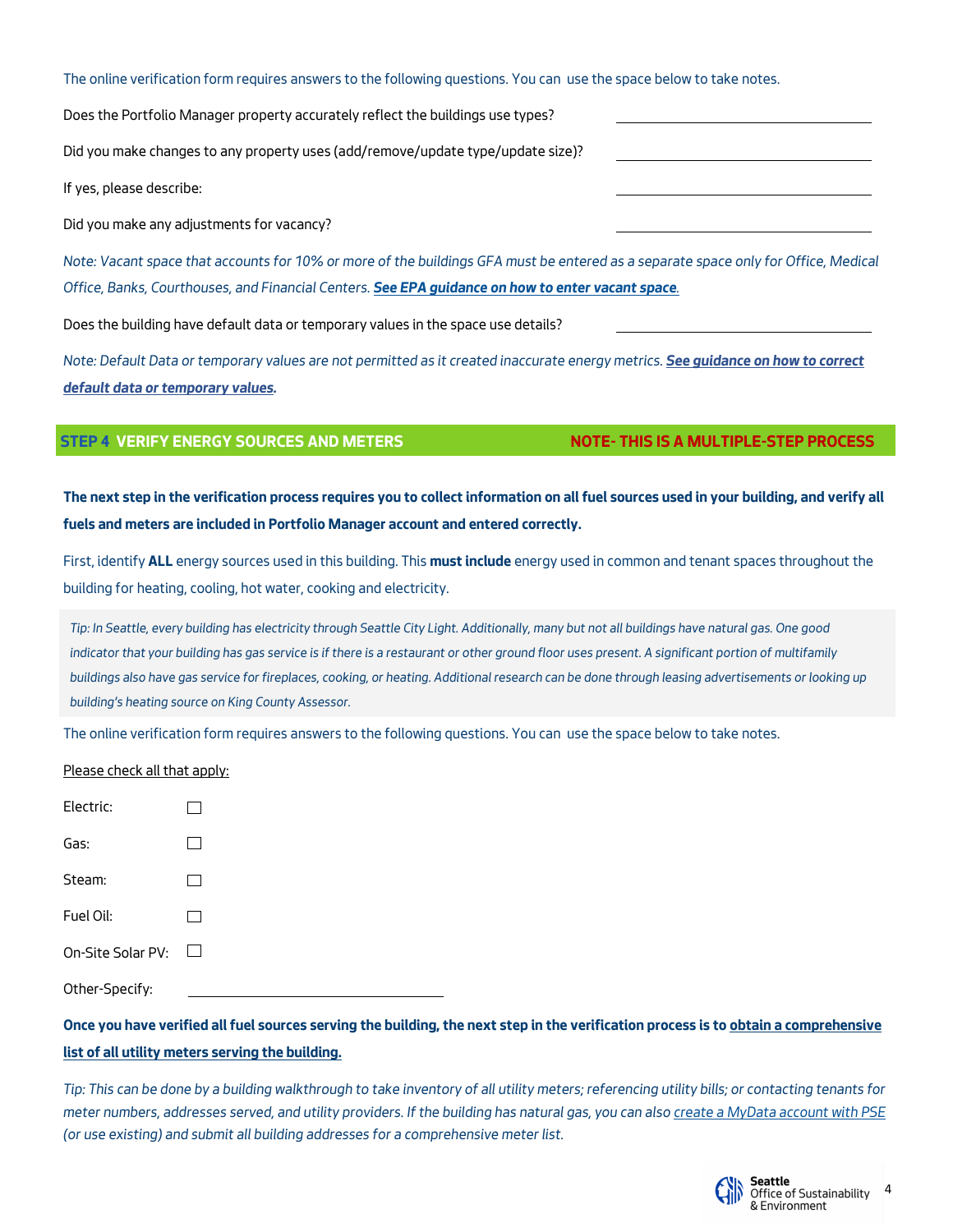The online verification form requires answers to the following questions. You can use the space below to take notes.

Does the Portfolio Manager property accurately reflect the buildings use types? ____________________

Did you make changes to any property uses (add/remove/update type/update size)? ____________________

If yes, please describe: ____________________

Did you make any adjustments for vacancy? ____________________

*Note: Vacant space that accounts for 10% or more of the buildings GFA must be entered as a separate space only for Office, Medical Office, Banks, Courthouses, and Financial Centers.* ***See EPA guidance on how to enter vacant space****.*

Does the building have default data or temporary values in the space use details? ____________________

*Note: Default Data or temporary values are not permitted as it created inaccurate energy metrics.* ***See guidance on how to correct default data or temporary values****.*

## STEP 4 VERIFY ENERGY SOURCES AND METERS — NOTE- THIS IS A MULTIPLE-STEP PROCESS

**The next step in the verification process requires you to collect information on all fuel sources used in your building, and verify all fuels and meters are included in Portfolio Manager account and entered correctly.**

First, identify **ALL** energy sources used in this building. This **must include** energy used in common and tenant spaces throughout the building for heating, cooling, hot water, cooking and electricity.

*Tip: In Seattle, every building has electricity through Seattle City Light. Additionally, many but not all buildings have natural gas. One good indicator that your building has gas service is if there is a restaurant or other ground floor uses present. A significant portion of multifamily buildings also have gas service for fireplaces, cooking, or heating. Additional research can be done through leasing advertisements or looking up building's heating source on King County Assessor.*

The online verification form requires answers to the following questions. You can use the space below to take notes.

Please check all that apply:

- Electric: ☐
- Gas: ☐
- Steam: ☐
- Fuel Oil: ☐
- On-Site Solar PV: ☐
- Other-Specify: ____________________

**Once you have verified all fuel sources serving the building, the next step in the verification process is to obtain a comprehensive list of all utility meters serving the building.**

*Tip: This can be done by a building walkthrough to take inventory of all utility meters; referencing utility bills; or contacting tenants for meter numbers, addresses served, and utility providers. If the building has natural gas, you can also create a MyData account with PSE (or use existing) and submit all building addresses for a comprehensive meter list.*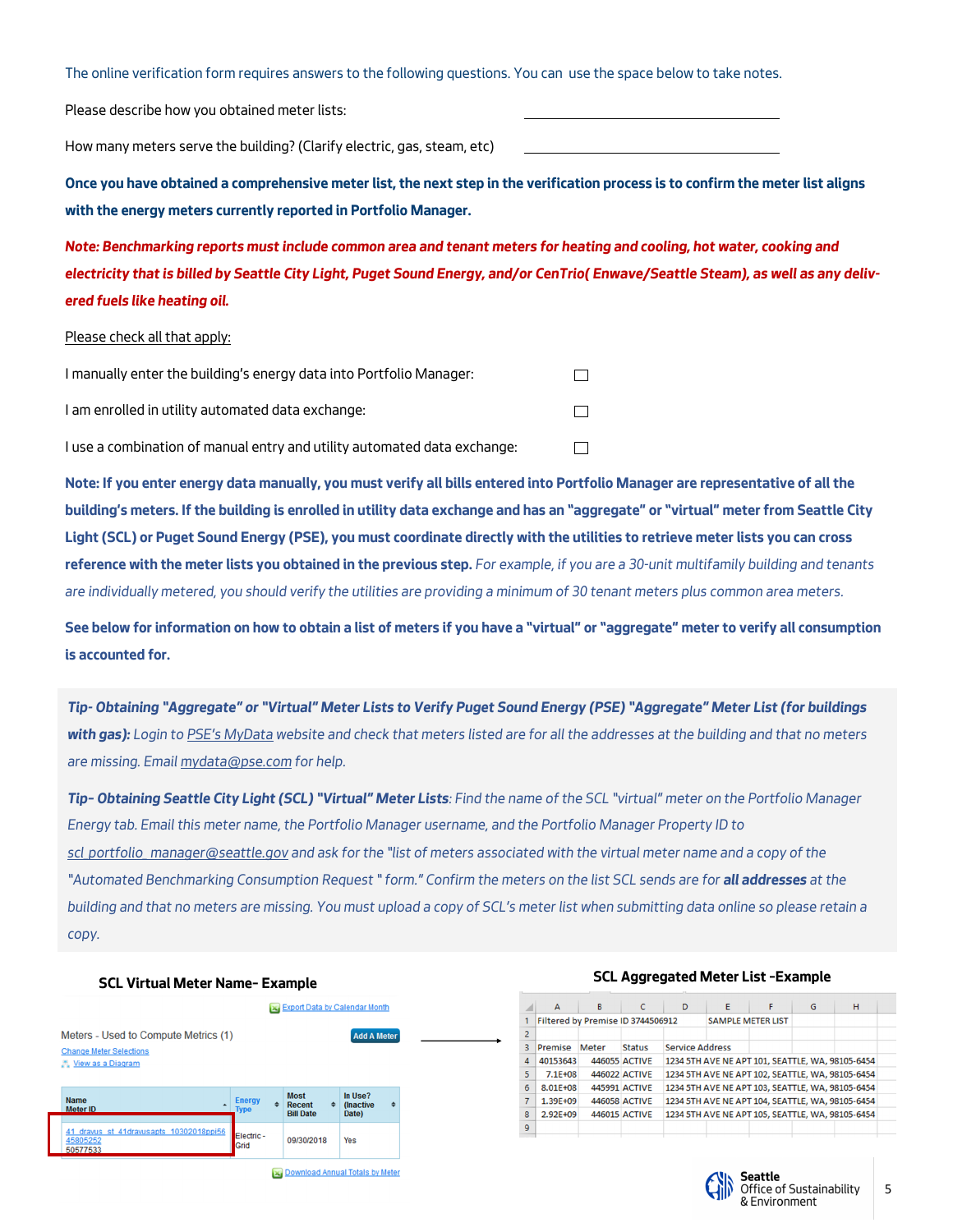The online verification form requires answers to the following questions. You can use the space below to take notes.

Please describe how you obtained meter lists: ______________________

How many meters serve the building? (Clarify electric, gas, steam, etc) ______________________

**Once you have obtained a comprehensive meter list, the next step in the verification process is to confirm the meter list aligns with the energy meters currently reported in Portfolio Manager.**

***Note: Benchmarking reports must include common area and tenant meters for heating and cooling, hot water, cooking and electricity that is billed by Seattle City Light, Puget Sound Energy, and/or CenTrio( Enwave/Seattle Steam), as well as any delivered fuels like heating oil.***

Please check all that apply:

I manually enter the building's energy data into Portfolio Manager: ☐

I am enrolled in utility automated data exchange: ☐

I use a combination of manual entry and utility automated data exchange: ☐

**Note: If you enter energy data manually, you must verify all bills entered into Portfolio Manager are representative of all the building's meters. If the building is enrolled in utility data exchange and has an "aggregate" or "virtual" meter from Seattle City Light (SCL) or Puget Sound Energy (PSE), you must coordinate directly with the utilities to retrieve meter lists you can cross reference with the meter lists you obtained in the previous step.** *For example, if you are a 30-unit multifamily building and tenants are individually metered, you should verify the utilities are providing a minimum of 30 tenant meters plus common area meters.*

**See below for information on how to obtain a list of meters if you have a "virtual" or "aggregate" meter to verify all consumption is accounted for.**

***Tip- Obtaining "Aggregate" or "Virtual" Meter Lists to Verify Puget Sound Energy (PSE) "Aggregate" Meter List (for buildings with gas):*** *Login to PSE's MyData website and check that meters listed are for all the addresses at the building and that no meters are missing. Email mydata@pse.com for help.*

***Tip- Obtaining Seattle City Light (SCL) "Virtual" Meter Lists****: Find the name of the SCL "virtual" meter on the Portfolio Manager Energy tab. Email this meter name, the Portfolio Manager username, and the Portfolio Manager Property ID to scl portfolio_manager@seattle.gov and ask for the "list of meters associated with the virtual meter name and a copy of the "Automated Benchmarking Consumption Request " form." Confirm the meters on the list SCL sends are for* ***all addresses*** *at the building and that no meters are missing. You must upload a copy of SCL's meter list when submitting data online so please retain a copy.*

**SCL Virtual Meter Name- Example**

Export Data by Calendar Month

Meters - Used to Compute Metrics (1) — Add A Meter

Change Meter Selections
View as a Diagram

| Name Meter ID | Energy Type | Most Recent Bill Date | In Use? (Inactive Date) |
|---|---|---|---|
| 41 dravus st 41dravusapts 10302018ppi56 45805252 50577533 | Electric - Grid | 09/30/2018 | Yes |

Download Annual Totals by Meter

**SCL Aggregated Meter List -Example**

| | A | B | C | D | E | F | G | H |
|---|---|---|---|---|---|---|---|---|
| 1 | Filtered by Premise ID 3744506912 | | | SAMPLE METER LIST | | | | |
| 2 | | | | | | | | |
| 3 | Premise | Meter | Status | Service Address | | | | |
| 4 | 40153643 | 446055 | ACTIVE | 1234 5TH AVE NE APT 101, SEATTLE, WA, 98105-6454 | | | | |
| 5 | 7.1E+08 | 446022 | ACTIVE | 1234 5TH AVE NE APT 102, SEATTLE, WA, 98105-6454 | | | | |
| 6 | 8.01E+08 | 445991 | ACTIVE | 1234 5TH AVE NE APT 103, SEATTLE, WA, 98105-6454 | | | | |
| 7 | 1.39E+09 | 446058 | ACTIVE | 1234 5TH AVE NE APT 104, SEATTLE, WA, 98105-6454 | | | | |
| 8 | 2.92E+09 | 446015 | ACTIVE | 1234 5TH AVE NE APT 105, SEATTLE, WA, 98105-6454 | | | | |
| 9 | | | | | | | | |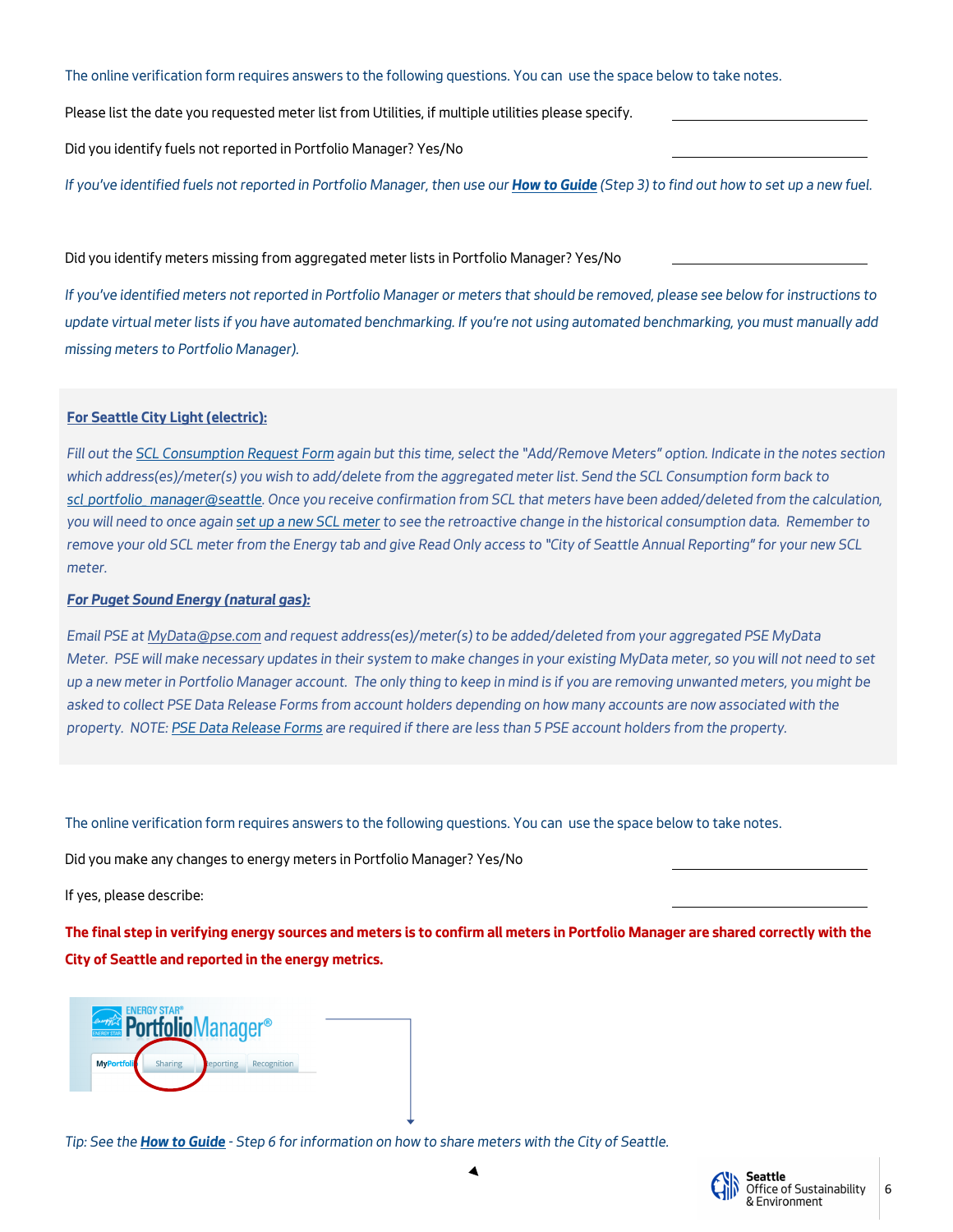The online verification form requires answers to the following questions. You can use the space below to take notes.

Please list the date you requested meter list from Utilities, if multiple utilities please specify. \_\_\_\_\_\_\_\_\_\_\_\_\_\_\_\_\_\_\_\_

Did you identify fuels not reported in Portfolio Manager? Yes/No \_\_\_\_\_\_\_\_\_\_\_\_\_\_\_\_\_\_\_\_

*If you've identified fuels not reported in Portfolio Manager, then use our **How to Guide** (Step 3) to find out how to set up a new fuel.*

Did you identify meters missing from aggregated meter lists in Portfolio Manager? Yes/No \_\_\_\_\_\_\_\_\_\_\_\_\_\_\_\_\_\_\_\_

*If you've identified meters not reported in Portfolio Manager or meters that should be removed, please see below for instructions to update virtual meter lists if you have automated benchmarking. If you're not using automated benchmarking, you must manually add missing meters to Portfolio Manager).*

**For Seattle City Light (electric):**

*Fill out the SCL Consumption Request Form again but this time, select the "Add/Remove Meters" option. Indicate in the notes section which address(es)/meter(s) you wish to add/delete from the aggregated meter list. Send the SCL Consumption form back to scl portfolio manager@seattle. Once you receive confirmation from SCL that meters have been added/deleted from the calculation, you will need to once again set up a new SCL meter to see the retroactive change in the historical consumption data. Remember to remove your old SCL meter from the Energy tab and give Read Only access to "City of Seattle Annual Reporting" for your new SCL meter.*

***For Puget Sound Energy (natural gas):***

*Email PSE at MyData@pse.com and request address(es)/meter(s) to be added/deleted from your aggregated PSE MyData Meter. PSE will make necessary updates in their system to make changes in your existing MyData meter, so you will not need to set up a new meter in Portfolio Manager account. The only thing to keep in mind is if you are removing unwanted meters, you might be asked to collect PSE Data Release Forms from account holders depending on how many accounts are now associated with the property. NOTE: PSE Data Release Forms are required if there are less than 5 PSE account holders from the property.*

The online verification form requires answers to the following questions. You can use the space below to take notes.

Did you make any changes to energy meters in Portfolio Manager? Yes/No \_\_\_\_\_\_\_\_\_\_\_\_\_\_\_\_\_\_\_\_

If yes, please describe: \_\_\_\_\_\_\_\_\_\_\_\_\_\_\_\_\_\_\_\_

**The final step in verifying energy sources and meters is to confirm all meters in Portfolio Manager are shared correctly with the City of Seattle and reported in the energy metrics.**

*Tip: See the **How to Guide** - Step 6 for information on how to share meters with the City of Seattle.*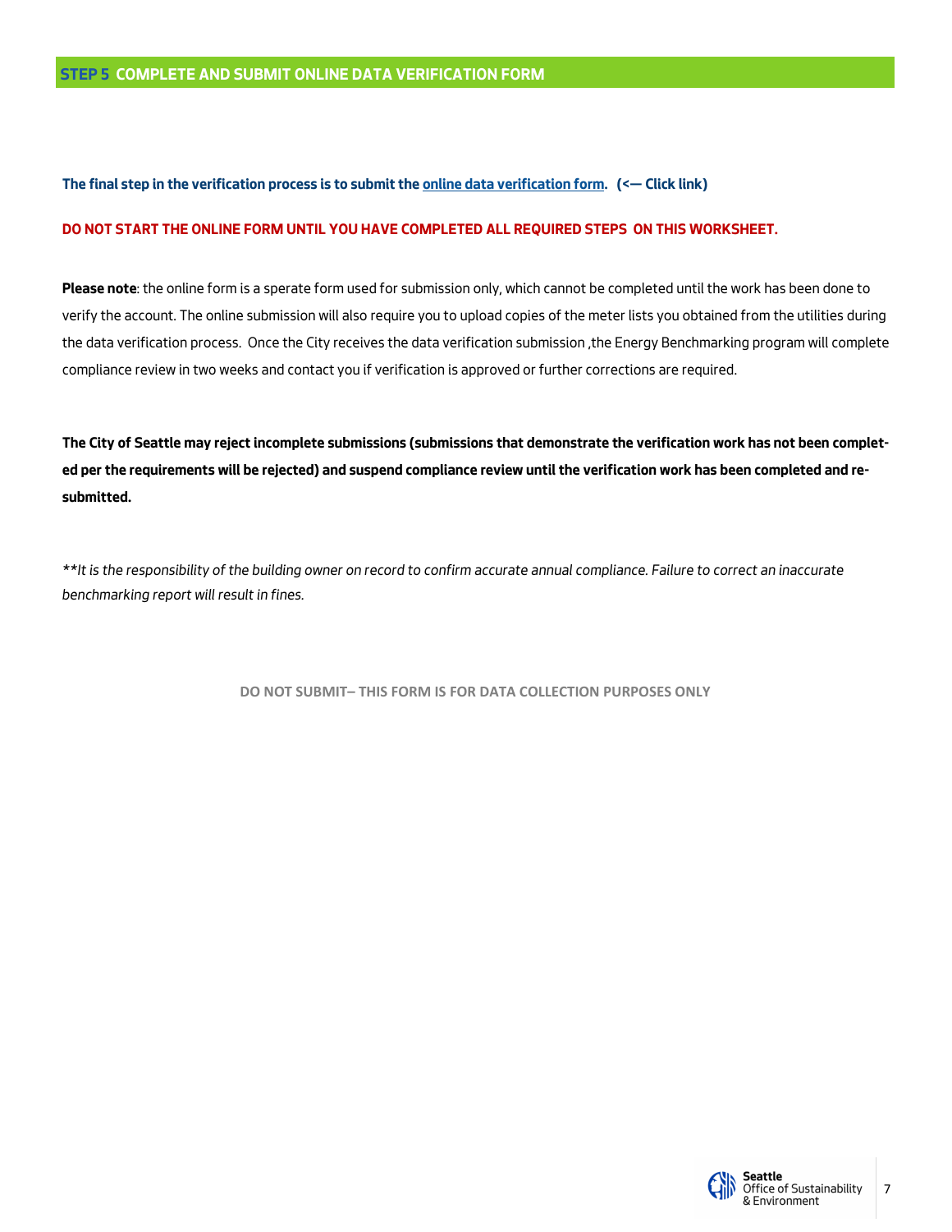## STEP 5 COMPLETE AND SUBMIT ONLINE DATA VERIFICATION FORM

**The final step in the verification process is to submit the online data verification form. (<— Click link)**

**DO NOT START THE ONLINE FORM UNTIL YOU HAVE COMPLETED ALL REQUIRED STEPS ON THIS WORKSHEET.**

**Please note**: the online form is a sperate form used for submission only, which cannot be completed until the work has been done to verify the account. The online submission will also require you to upload copies of the meter lists you obtained from the utilities during the data verification process. Once the City receives the data verification submission ,the Energy Benchmarking program will complete compliance review in two weeks and contact you if verification is approved or further corrections are required.

**The City of Seattle may reject incomplete submissions (submissions that demonstrate the verification work has not been completed per the requirements will be rejected) and suspend compliance review until the verification work has been completed and re-submitted.**

*\*\*It is the responsibility of the building owner on record to confirm accurate annual compliance. Failure to correct an inaccurate benchmarking report will result in fines.*

**DO NOT SUBMIT– THIS FORM IS FOR DATA COLLECTION PURPOSES ONLY**